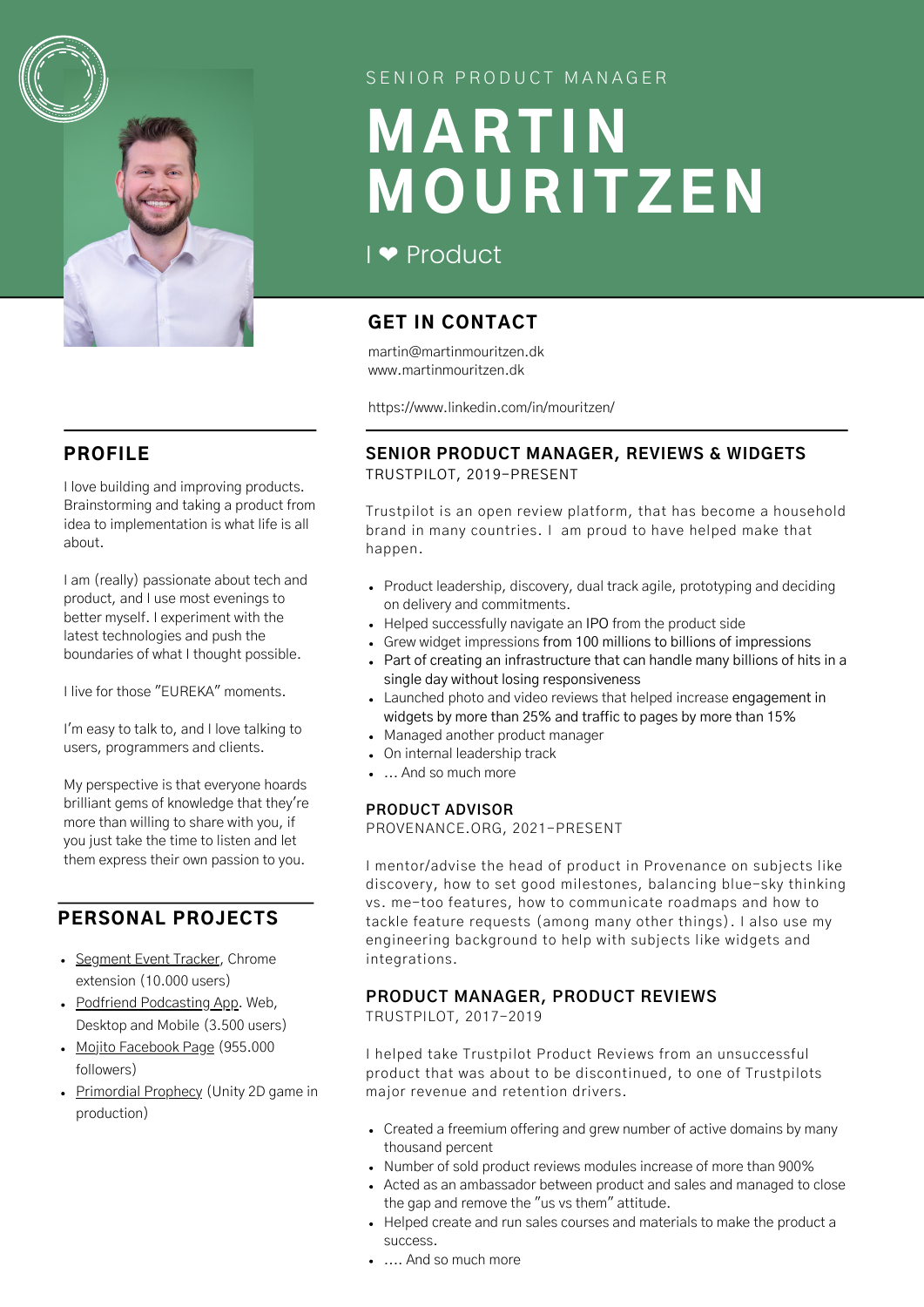SENIOR PRODUCT MANAGER

# MARTIN MOURITZEN

I ❤ Product

## GET IN CONTACT

martin@martinmouritzen.dk
www.martinmouritzen.dk

https://www.linkedin.com/in/mouritzen/

## PROFILE

I love building and improving products. Brainstorming and taking a product from idea to implementation is what life is all about.

I am (really) passionate about tech and product, and I use most evenings to better myself. I experiment with the latest technologies and push the boundaries of what I thought possible.

I live for those "EUREKA" moments.

I'm easy to talk to, and I love talking to users, programmers and clients.

My perspective is that everyone hoards brilliant gems of knowledge that they're more than willing to share with you, if you just take the time to listen and let them express their own passion to you.

## PERSONAL PROJECTS

- Segment Event Tracker, Chrome extension (10.000 users)
- Podfriend Podcasting App. Web, Desktop and Mobile (3.500 users)
- Mojito Facebook Page (955.000 followers)
- Primordial Prophecy (Unity 2D game in production)

## SENIOR PRODUCT MANAGER, REVIEWS & WIDGETS

TRUSTPILOT, 2019-PRESENT

Trustpilot is an open review platform, that has become a household brand in many countries. I am proud to have helped make that happen.

- Product leadership, discovery, dual track agile, prototyping and deciding on delivery and commitments.
- Helped successfully navigate an IPO from the product side
- Grew widget impressions from 100 millions to billions of impressions
- Part of creating an infrastructure that can handle many billions of hits in a single day without losing responsiveness
- Launched photo and video reviews that helped increase engagement in widgets by more than 25% and traffic to pages by more than 15%
- Managed another product manager
- On internal leadership track
- ... And so much more

### PRODUCT ADVISOR

PROVENANCE.ORG, 2021-PRESENT

I mentor/advise the head of product in Provenance on subjects like discovery, how to set good milestones, balancing blue-sky thinking vs. me-too features, how to communicate roadmaps and how to tackle feature requests (among many other things). I also use my engineering background to help with subjects like widgets and integrations.

## PRODUCT MANAGER, PRODUCT REVIEWS

TRUSTPILOT, 2017-2019

I helped take Trustpilot Product Reviews from an unsuccessful product that was about to be discontinued, to one of Trustpilots major revenue and retention drivers.

- Created a freemium offering and grew number of active domains by many thousand percent
- Number of sold product reviews modules increase of more than 900%
- Acted as an ambassador between product and sales and managed to close the gap and remove the "us vs them" attitude.
- Helped create and run sales courses and materials to make the product a success.
- .... And so much more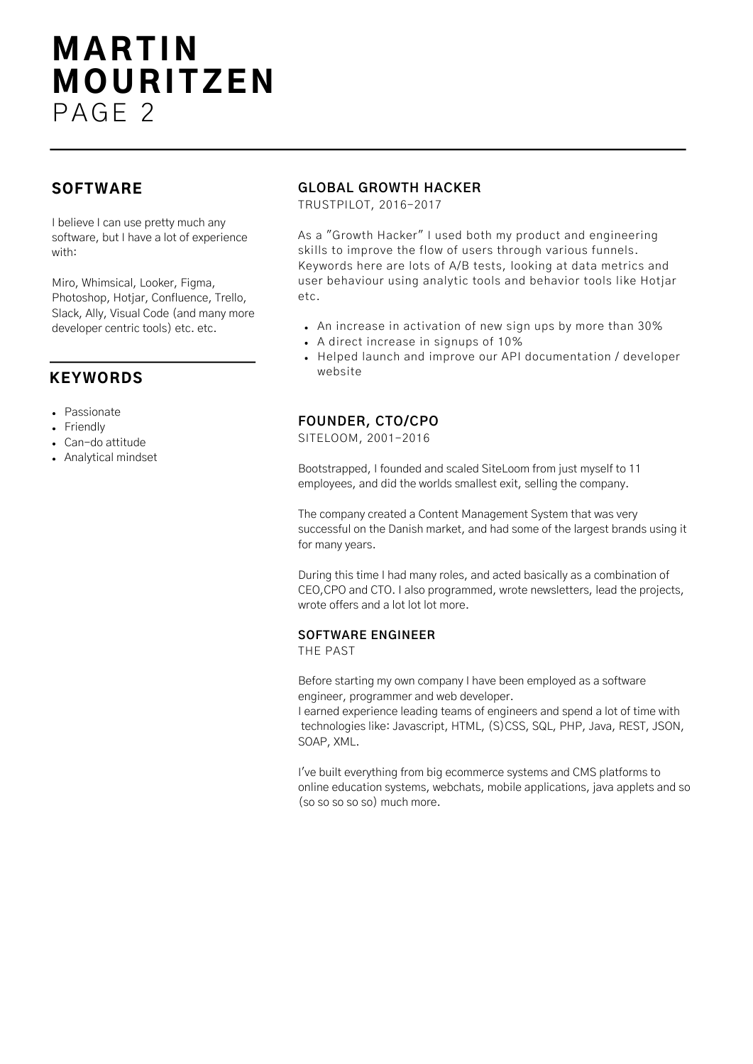# MARTIN MOURITZEN
PAGE 2

## SOFTWARE

I believe I can use pretty much any software, but I have a lot of experience with:

Miro, Whimsical, Looker, Figma, Photoshop, Hotjar, Confluence, Trello, Slack, Ally, Visual Code (and many more developer centric tools) etc. etc.

## KEYWORDS

- Passionate
- Friendly
- Can-do attitude
- Analytical mindset

### GLOBAL GROWTH HACKER

TRUSTPILOT, 2016-2017

As a "Growth Hacker" I used both my product and engineering skills to improve the flow of users through various funnels. Keywords here are lots of A/B tests, looking at data metrics and user behaviour using analytic tools and behavior tools like Hotjar etc.

- An increase in activation of new sign ups by more than 30%
- A direct increase in signups of 10%
- Helped launch and improve our API documentation / developer website

### FOUNDER, CTO/CPO

SITELOOM, 2001-2016

Bootstrapped, I founded and scaled SiteLoom from just myself to 11 employees, and did the worlds smallest exit, selling the company.

The company created a Content Management System that was very successful on the Danish market, and had some of the largest brands using it for many years.

During this time I had many roles, and acted basically as a combination of CEO,CPO and CTO. I also programmed, wrote newsletters, lead the projects, wrote offers and a lot lot lot more.

### SOFTWARE ENGINEER

THE PAST

Before starting my own company I have been employed as a software engineer, programmer and web developer.
I earned experience leading teams of engineers and spend a lot of time with technologies like: Javascript, HTML, (S)CSS, SQL, PHP, Java, REST, JSON, SOAP, XML.

I've built everything from big ecommerce systems and CMS platforms to online education systems, webchats, mobile applications, java applets and so (so so so so so) much more.